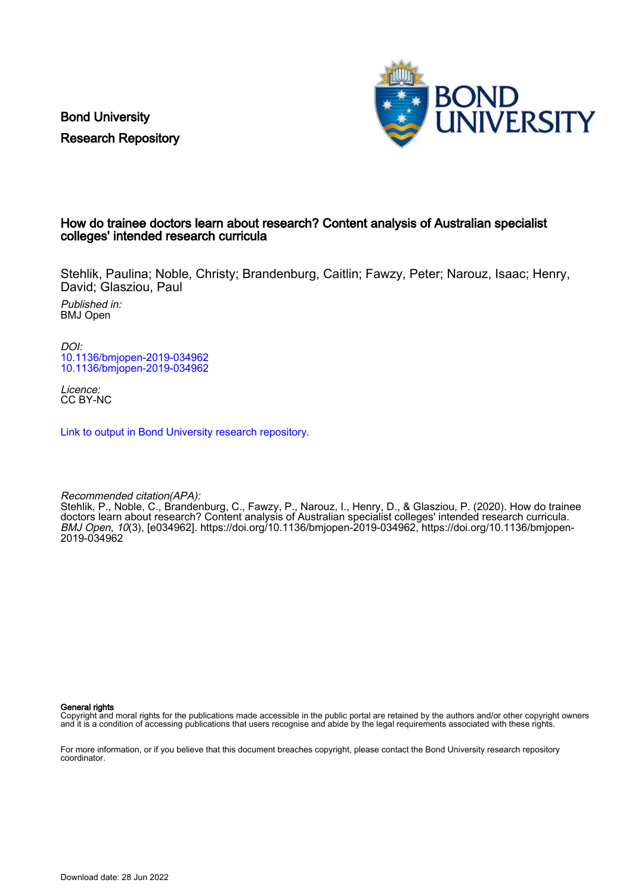Bond University
Research Repository

# How do trainee doctors learn about research? Content analysis of Australian specialist colleges' intended research curricula

Stehlik, Paulina; Noble, Christy; Brandenburg, Caitlin; Fawzy, Peter; Narouz, Isaac; Henry, David; Glasziou, Paul

*Published in:*
BMJ Open

*DOI:*
10.1136/bmjopen-2019-034962
10.1136/bmjopen-2019-034962

*Licence:*
CC BY-NC

Link to output in Bond University research repository.

*Recommended citation(APA):*
Stehlik, P., Noble, C., Brandenburg, C., Fawzy, P., Narouz, I., Henry, D., & Glasziou, P. (2020). How do trainee doctors learn about research? Content analysis of Australian specialist colleges' intended research curricula. *BMJ Open*, *10*(3), [e034962]. https://doi.org/10.1136/bmjopen-2019-034962, https://doi.org/10.1136/bmjopen-2019-034962

**General rights**
Copyright and moral rights for the publications made accessible in the public portal are retained by the authors and/or other copyright owners and it is a condition of accessing publications that users recognise and abide by the legal requirements associated with these rights.

For more information, or if you believe that this document breaches copyright, please contact the Bond University research repository coordinator.

Download date: 28 Jun 2022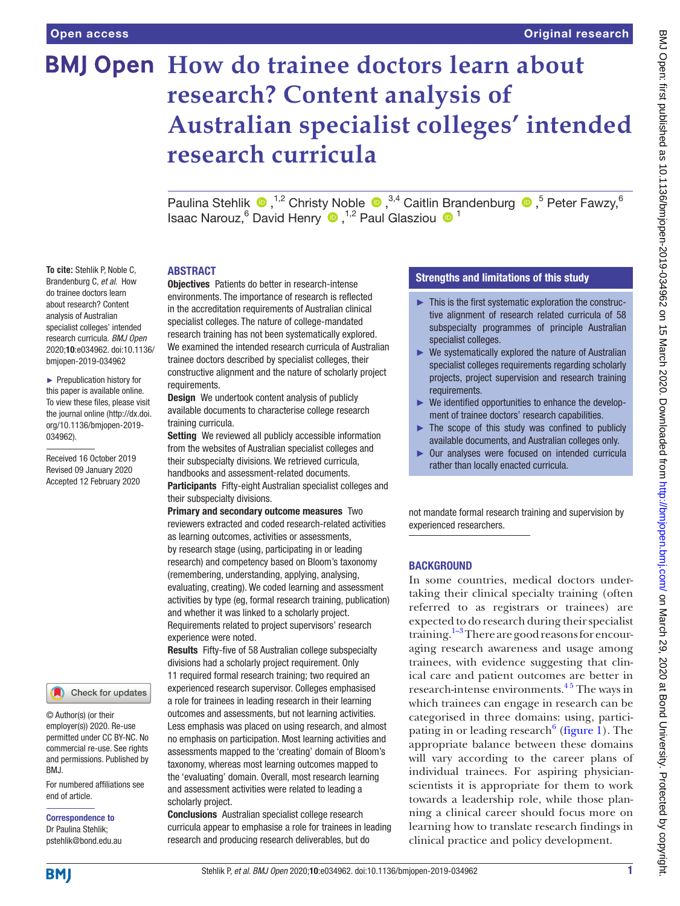# How do trainee doctors learn about research? Content analysis of Australian specialist colleges' intended research curricula

Paulina Stehlik ,[1,2] Christy Noble ,[3,4] Caitlin Brandenburg ,[5] Peter Fawzy,[6] Isaac Narouz,[6] David Henry ,[1,2] Paul Glasziou [1]

**To cite:** Stehlik P, Noble C, Brandenburg C, *et al.* How do trainee doctors learn about research? Content analysis of Australian specialist colleges' intended research curricula. *BMJ Open* 2020;**10**:e034962. doi:10.1136/bmjopen-2019-034962

► Prepublication history for this paper is available online. To view these files, please visit the journal online (http://dx.doi.org/10.1136/bmjopen-2019-034962).

Received 16 October 2019
Revised 09 January 2020
Accepted 12 February 2020

© Author(s) (or their employer(s)) 2020. Re-use permitted under CC BY-NC. No commercial re-use. See rights and permissions. Published by BMJ.

For numbered affiliations see end of article.

**Correspondence to**
Dr Paulina Stehlik;
pstehlik@bond.edu.au

## ABSTRACT

**Objectives** Patients do better in research-intense environments. The importance of research is reflected in the accreditation requirements of Australian clinical specialist colleges. The nature of college-mandated research training has not been systematically explored. We examined the intended research curricula of Australian trainee doctors described by specialist colleges, their constructive alignment and the nature of scholarly project requirements.

**Design** We undertook content analysis of publicly available documents to characterise college research training curricula.

**Setting** We reviewed all publicly accessible information from the websites of Australian specialist colleges and their subspecialty divisions. We retrieved curricula, handbooks and assessment-related documents.

**Participants** Fifty-eight Australian specialist colleges and their subspecialty divisions.

**Primary and secondary outcome measures** Two reviewers extracted and coded research-related activities as learning outcomes, activities or assessments, by research stage (using, participating in or leading research) and competency based on Bloom's taxonomy (remembering, understanding, applying, analysing, evaluating, creating). We coded learning and assessment activities by type (eg, formal research training, publication) and whether it was linked to a scholarly project. Requirements related to project supervisors' research experience were noted.

**Results** Fifty-five of 58 Australian college subspecialty divisions had a scholarly project requirement. Only 11 required formal research training; two required an experienced research supervisor. Colleges emphasised a role for trainees in leading research in their learning outcomes and assessments, but not learning activities. Less emphasis was placed on using research, and almost no emphasis on participation. Most learning activities and assessments mapped to the 'creating' domain of Bloom's taxonomy, whereas most learning outcomes mapped to the 'evaluating' domain. Overall, most research learning and assessment activities were related to leading a scholarly project.

**Conclusions** Australian specialist college research curricula appear to emphasise a role for trainees in leading research and producing research deliverables, but do not mandate formal research training and supervision by experienced researchers.

### Strengths and limitations of this study

- ► This is the first systematic exploration the constructive alignment of research related curricula of 58 subspecialty programmes of principle Australian specialist colleges.
- ► We systematically explored the nature of Australian specialist colleges requirements regarding scholarly projects, project supervision and research training requirements.
- ► We identified opportunities to enhance the development of trainee doctors' research capabilities.
- ► The scope of this study was confined to publicly available documents, and Australian colleges only.
- ► Our analyses were focused on intended curricula rather than locally enacted curricula.

## BACKGROUND

In some countries, medical doctors undertaking their clinical specialty training (often referred to as registrars or trainees) are expected to do research during their specialist training.[1–3] There are good reasons for encouraging research awareness and usage among trainees, with evidence suggesting that clinical care and patient outcomes are better in research-intense environments.[4 5] The ways in which trainees can engage in research can be categorised in three domains: using, participating in or leading research[6] (figure 1). The appropriate balance between these domains will vary according to the career plans of individual trainees. For aspiring physician-scientists it is appropriate for them to work towards a leadership role, while those planning a clinical career should focus more on learning how to translate research findings in clinical practice and policy development.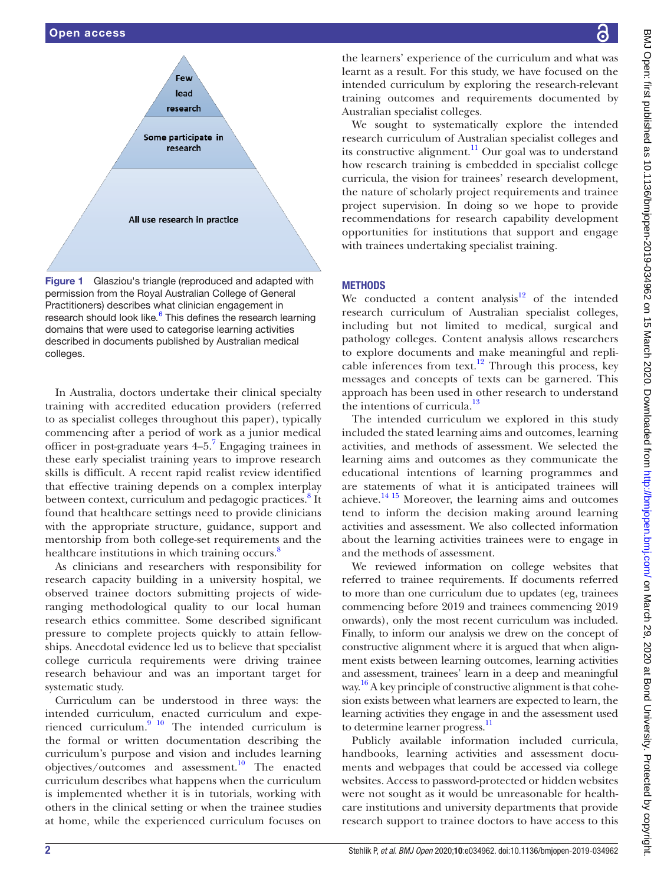Few lead research

Some participate in research

All use research in practice

**Figure 1** Glasziou's triangle (reproduced and adapted with permission from the Royal Australian College of General Practitioners) describes what clinician engagement in research should look like.[6] This defines the research learning domains that were used to categorise learning activities described in documents published by Australian medical colleges.

In Australia, doctors undertake their clinical specialty training with accredited education providers (referred to as specialist colleges throughout this paper), typically commencing after a period of work as a junior medical officer in post-graduate years 4–5.[7] Engaging trainees in these early specialist training years to improve research skills is difficult. A recent rapid realist review identified that effective training depends on a complex interplay between context, curriculum and pedagogic practices.[8] It found that healthcare settings need to provide clinicians with the appropriate structure, guidance, support and mentorship from both college-set requirements and the healthcare institutions in which training occurs.[8]

As clinicians and researchers with responsibility for research capacity building in a university hospital, we observed trainee doctors submitting projects of wide-ranging methodological quality to our local human research ethics committee. Some described significant pressure to complete projects quickly to attain fellowships. Anecdotal evidence led us to believe that specialist college curricula requirements were driving trainee research behaviour and was an important target for systematic study.

Curriculum can be understood in three ways: the intended curriculum, enacted curriculum and experienced curriculum.[9,10] The intended curriculum is the formal or written documentation describing the curriculum's purpose and vision and includes learning objectives/outcomes and assessment.[10] The enacted curriculum describes what happens when the curriculum is implemented whether it is in tutorials, working with others in the clinical setting or when the trainee studies at home, while the experienced curriculum focuses on the learners' experience of the curriculum and what was learnt as a result. For this study, we have focused on the intended curriculum by exploring the research-relevant training outcomes and requirements documented by Australian specialist colleges.

We sought to systematically explore the intended research curriculum of Australian specialist colleges and its constructive alignment.[11] Our goal was to understand how research training is embedded in specialist college curricula, the vision for trainees' research development, the nature of scholarly project requirements and trainee project supervision. In doing so we hope to provide recommendations for research capability development opportunities for institutions that support and engage with trainees undertaking specialist training.

## METHODS

We conducted a content analysis[12] of the intended research curriculum of Australian specialist colleges, including but not limited to medical, surgical and pathology colleges. Content analysis allows researchers to explore documents and make meaningful and replicable inferences from text.[12] Through this process, key messages and concepts of texts can be garnered. This approach has been used in other research to understand the intentions of curricula.[13]

The intended curriculum we explored in this study included the stated learning aims and outcomes, learning activities, and methods of assessment. We selected the learning aims and outcomes as they communicate the educational intentions of learning programmes and are statements of what it is anticipated trainees will achieve.[14,15] Moreover, the learning aims and outcomes tend to inform the decision making around learning activities and assessment. We also collected information about the learning activities trainees were to engage in and the methods of assessment.

We reviewed information on college websites that referred to trainee requirements. If documents referred to more than one curriculum due to updates (eg, trainees commencing before 2019 and trainees commencing 2019 onwards), only the most recent curriculum was included. Finally, to inform our analysis we drew on the concept of constructive alignment where it is argued that when alignment exists between learning outcomes, learning activities and assessment, trainees' learn in a deep and meaningful way.[16] A key principle of constructive alignment is that cohesion exists between what learners are expected to learn, the learning activities they engage in and the assessment used to determine learner progress.[11]

Publicly available information included curricula, handbooks, learning activities and assessment documents and webpages that could be accessed via college websites. Access to password-protected or hidden websites were not sought as it would be unreasonable for healthcare institutions and university departments that provide research support to trainee doctors to have access to this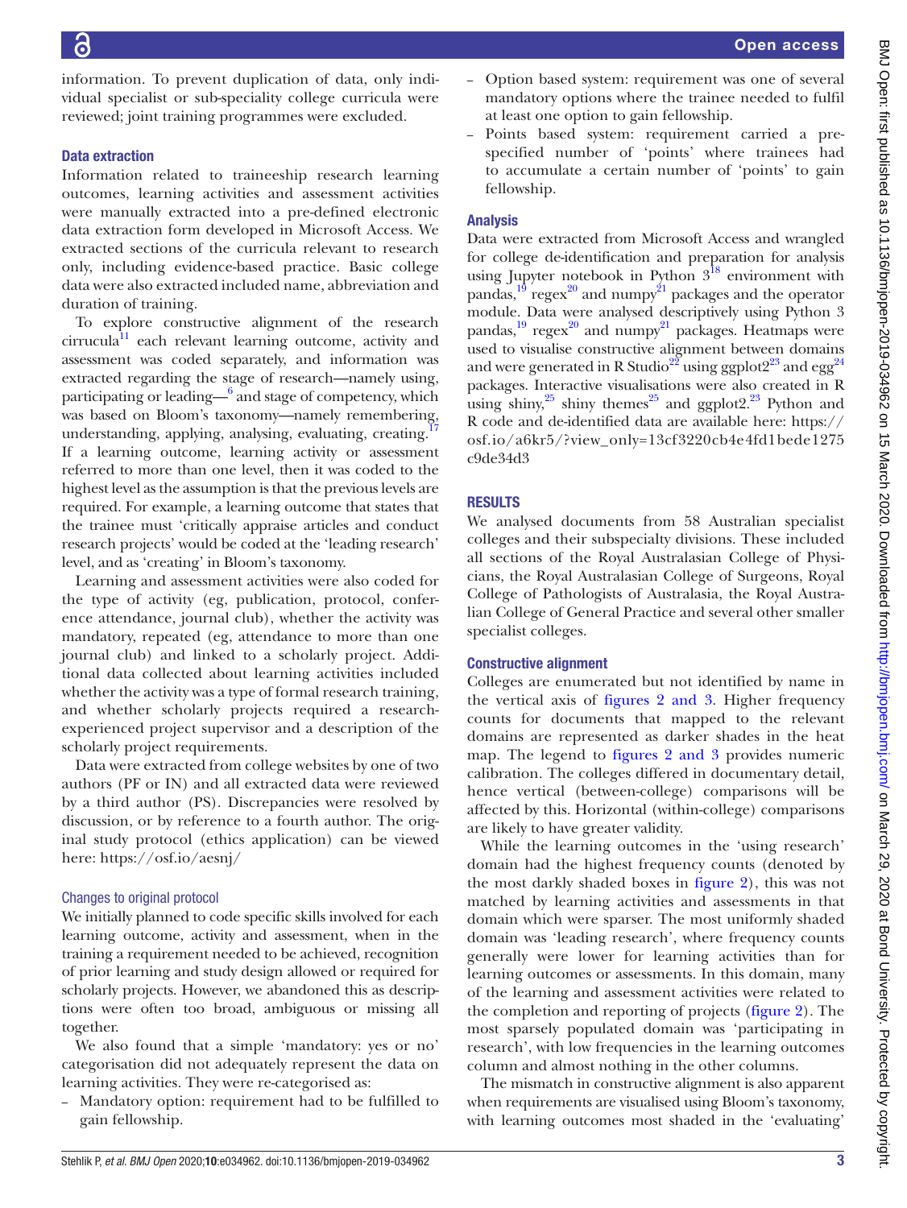information. To prevent duplication of data, only individual specialist or sub-speciality college curricula were reviewed; joint training programmes were excluded.

### Data extraction

Information related to traineeship research learning outcomes, learning activities and assessment activities were manually extracted into a pre-defined electronic data extraction form developed in Microsoft Access. We extracted sections of the curricula relevant to research only, including evidence-based practice. Basic college data were also extracted included name, abbreviation and duration of training.

To explore constructive alignment of the research cirrucula[11] each relevant learning outcome, activity and assessment was coded separately, and information was extracted regarding the stage of research—namely using, participating or leading—[6] and stage of competency, which was based on Bloom's taxonomy—namely remembering, understanding, applying, analysing, evaluating, creating.[17] If a learning outcome, learning activity or assessment referred to more than one level, then it was coded to the highest level as the assumption is that the previous levels are required. For example, a learning outcome that states that the trainee must 'critically appraise articles and conduct research projects' would be coded at the 'leading research' level, and as 'creating' in Bloom's taxonomy.

Learning and assessment activities were also coded for the type of activity (eg, publication, protocol, conference attendance, journal club), whether the activity was mandatory, repeated (eg, attendance to more than one journal club) and linked to a scholarly project. Additional data collected about learning activities included whether the activity was a type of formal research training, and whether scholarly projects required a research-experienced project supervisor and a description of the scholarly project requirements.

Data were extracted from college websites by one of two authors (PF or IN) and all extracted data were reviewed by a third author (PS). Discrepancies were resolved by discussion, or by reference to a fourth author. The original study protocol (ethics application) can be viewed here: https://osf.io/aesnj/

#### Changes to original protocol

We initially planned to code specific skills involved for each learning outcome, activity and assessment, when in the training a requirement needed to be achieved, recognition of prior learning and study design allowed or required for scholarly projects. However, we abandoned this as descriptions were often too broad, ambiguous or missing all together.

We also found that a simple 'mandatory: yes or no' categorisation did not adequately represent the data on learning activities. They were re-categorised as:

- Mandatory option: requirement had to be fulfilled to gain fellowship.
- Option based system: requirement was one of several mandatory options where the trainee needed to fulfil at least one option to gain fellowship.
- Points based system: requirement carried a pre-specified number of 'points' where trainees had to accumulate a certain number of 'points' to gain fellowship.

### Analysis

Data were extracted from Microsoft Access and wrangled for college de-identification and preparation for analysis using Jupyter notebook in Python 3[18] environment with pandas,[19] regex[20] and numpy[21] packages and the operator module. Data were analysed descriptively using Python 3 pandas,[19] regex[20] and numpy[21] packages. Heatmaps were used to visualise constructive alignment between domains and were generated in R Studio[22] using ggplot2[23] and egg[24] packages. Interactive visualisations were also created in R using shiny,[25] shiny themes[25] and ggplot2.[23] Python and R code and de-identified data are available here: https://osf.io/a6kr5/?view_only=13cf3220cb4e4fd1bede1275c9de34d3

## RESULTS

We analysed documents from 58 Australian specialist colleges and their subspecialty divisions. These included all sections of the Royal Australasian College of Physicians, the Royal Australasian College of Surgeons, Royal College of Pathologists of Australasia, the Royal Australian College of General Practice and several other smaller specialist colleges.

### Constructive alignment

Colleges are enumerated but not identified by name in the vertical axis of figures 2 and 3. Higher frequency counts for documents that mapped to the relevant domains are represented as darker shades in the heat map. The legend to figures 2 and 3 provides numeric calibration. The colleges differed in documentary detail, hence vertical (between-college) comparisons will be affected by this. Horizontal (within-college) comparisons are likely to have greater validity.

While the learning outcomes in the 'using research' domain had the highest frequency counts (denoted by the most darkly shaded boxes in figure 2), this was not matched by learning activities and assessments in that domain which were sparser. The most uniformly shaded domain was 'leading research', where frequency counts generally were lower for learning activities than for learning outcomes or assessments. In this domain, many of the learning and assessment activities were related to the completion and reporting of projects (figure 2). The most sparsely populated domain was 'participating in research', with low frequencies in the learning outcomes column and almost nothing in the other columns.

The mismatch in constructive alignment is also apparent when requirements are visualised using Bloom's taxonomy, with learning outcomes most shaded in the 'evaluating'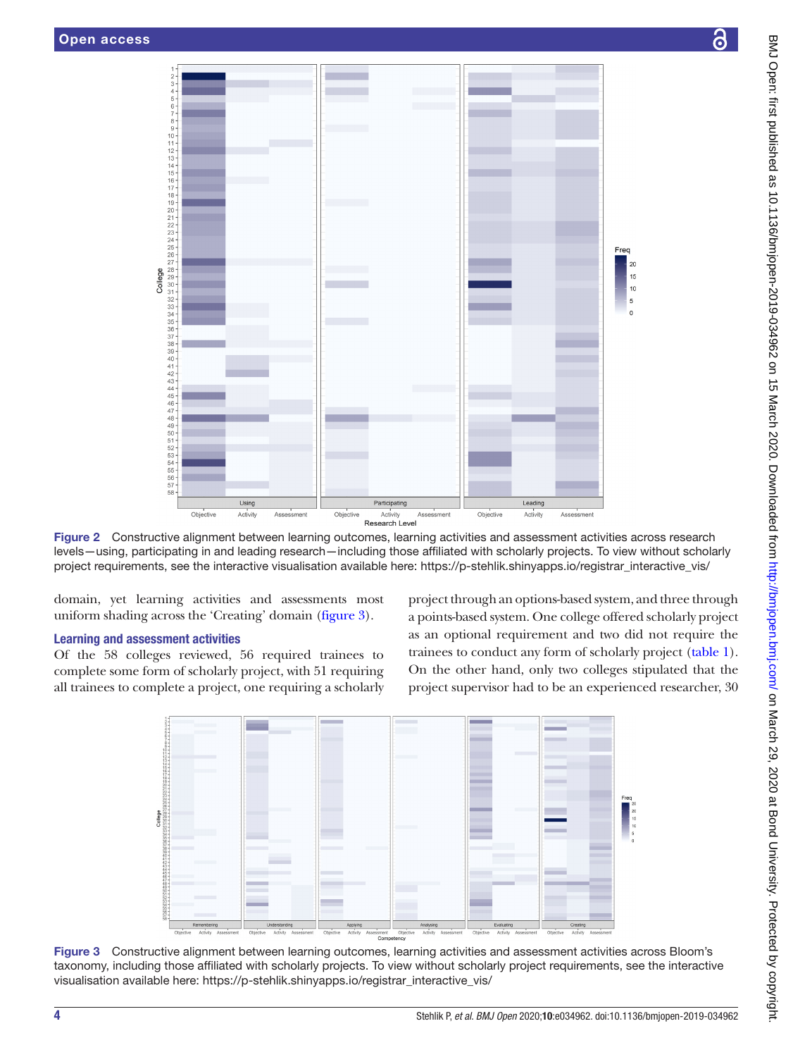Figure 2 Constructive alignment between learning outcomes, learning activities and assessment activities across research levels—using, participating in and leading research—including those affiliated with scholarly projects. To view without scholarly project requirements, see the interactive visualisation available here: https://p-stehlik.shinyapps.io/registrar_interactive_vis/

domain, yet learning activities and assessments most uniform shading across the 'Creating' domain (figure 3).

### Learning and assessment activities

Of the 58 colleges reviewed, 56 required trainees to complete some form of scholarly project, with 51 requiring all trainees to complete a project, one requiring a scholarly project through an options-based system, and three through a points-based system. One college offered scholarly project as an optional requirement and two did not require the trainees to conduct any form of scholarly project (table 1). On the other hand, only two colleges stipulated that the project supervisor had to be an experienced researcher, 30

Figure 3 Constructive alignment between learning outcomes, learning activities and assessment activities across Bloom's taxonomy, including those affiliated with scholarly projects. To view without scholarly project requirements, see the interactive visualisation available here: https://p-stehlik.shinyapps.io/registrar_interactive_vis/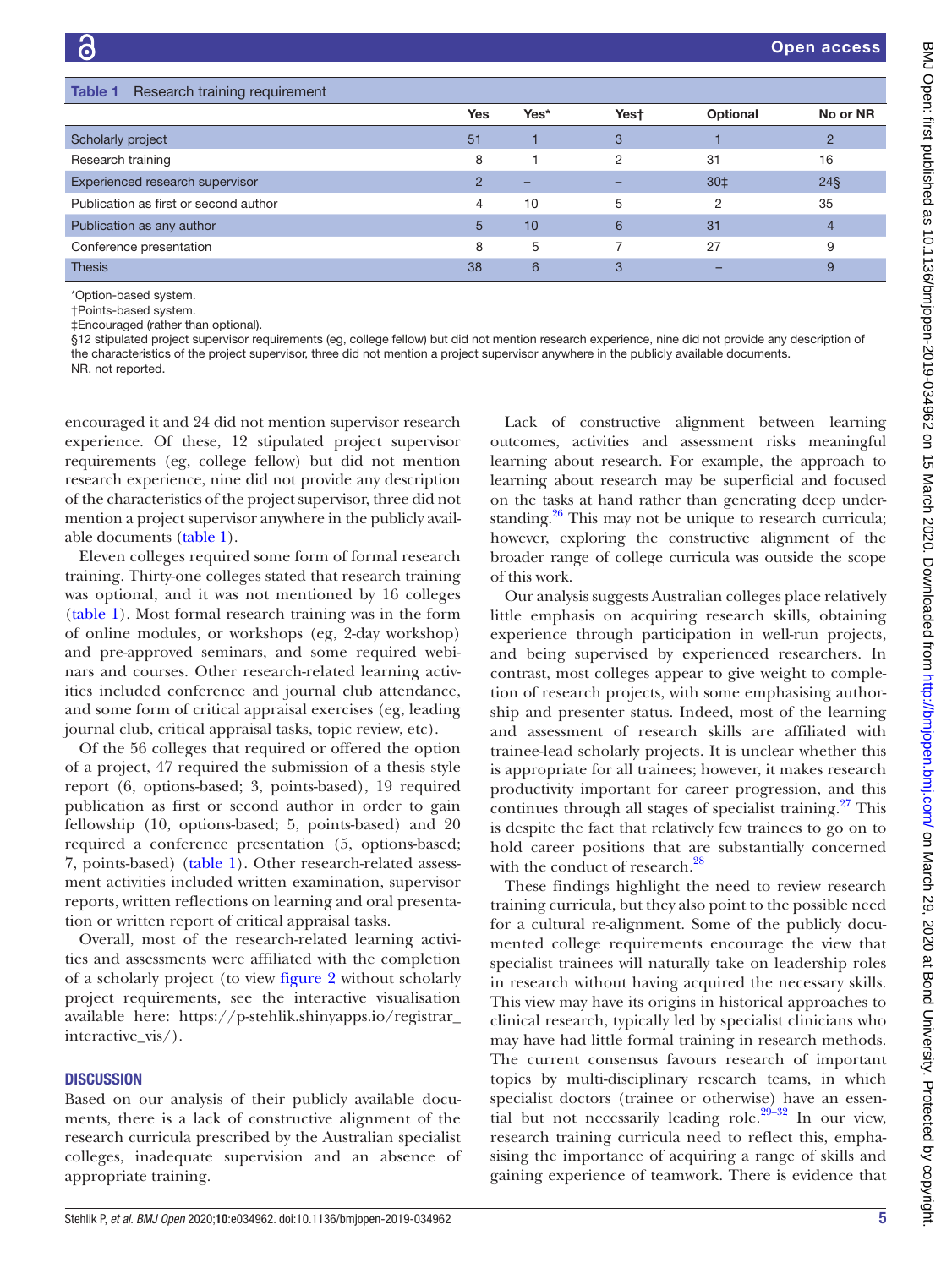**Table 1** Research training requirement

| | Yes | Yes* | Yes† | Optional | No or NR |
|---|---|---|---|---|---|
| Scholarly project | 51 | 1 | 3 | 1 | 2 |
| Research training | 8 | 1 | 2 | 31 | 16 |
| Experienced research supervisor | 2 | – | – | 30‡ | 24§ |
| Publication as first or second author | 4 | 10 | 5 | 2 | 35 |
| Publication as any author | 5 | 10 | 6 | 31 | 4 |
| Conference presentation | 8 | 5 | 7 | 27 | 9 |
| Thesis | 38 | 6 | 3 | – | 9 |

*Option-based system.
†Points-based system.
‡Encouraged (rather than optional).
§12 stipulated project supervisor requirements (eg, college fellow) but did not mention research experience, nine did not provide any description of the characteristics of the project supervisor, three did not mention a project supervisor anywhere in the publicly available documents.
NR, not reported.

encouraged it and 24 did not mention supervisor research experience. Of these, 12 stipulated project supervisor requirements (eg, college fellow) but did not mention research experience, nine did not provide any description of the characteristics of the project supervisor, three did not mention a project supervisor anywhere in the publicly available documents (table 1).

Eleven colleges required some form of formal research training. Thirty-one colleges stated that research training was optional, and it was not mentioned by 16 colleges (table 1). Most formal research training was in the form of online modules, or workshops (eg, 2-day workshop) and pre-approved seminars, and some required webinars and courses. Other research-related learning activities included conference and journal club attendance, and some form of critical appraisal exercises (eg, leading journal club, critical appraisal tasks, topic review, etc).

Of the 56 colleges that required or offered the option of a project, 47 required the submission of a thesis style report (6, options-based; 3, points-based), 19 required publication as first or second author in order to gain fellowship (10, options-based; 5, points-based) and 20 required a conference presentation (5, options-based; 7, points-based) (table 1). Other research-related assessment activities included written examination, supervisor reports, written reflections on learning and oral presentation or written report of critical appraisal tasks.

Overall, most of the research-related learning activities and assessments were affiliated with the completion of a scholarly project (to view figure 2 without scholarly project requirements, see the interactive visualisation available here: https://p-stehlik.shinyapps.io/registrar_interactive_vis/).

## DISCUSSION

Based on our analysis of their publicly available documents, there is a lack of constructive alignment of the research curricula prescribed by the Australian specialist colleges, inadequate supervision and an absence of appropriate training.

Lack of constructive alignment between learning outcomes, activities and assessment risks meaningful learning about research. For example, the approach to learning about research may be superficial and focused on the tasks at hand rather than generating deep understanding.[26] This may not be unique to research curricula; however, exploring the constructive alignment of the broader range of college curricula was outside the scope of this work.

Our analysis suggests Australian colleges place relatively little emphasis on acquiring research skills, obtaining experience through participation in well-run projects, and being supervised by experienced researchers. In contrast, most colleges appear to give weight to completion of research projects, with some emphasising authorship and presenter status. Indeed, most of the learning and assessment of research skills are affiliated with trainee-lead scholarly projects. It is unclear whether this is appropriate for all trainees; however, it makes research productivity important for career progression, and this continues through all stages of specialist training.[27] This is despite the fact that relatively few trainees to go on to hold career positions that are substantially concerned with the conduct of research.[28]

These findings highlight the need to review research training curricula, but they also point to the possible need for a cultural re-alignment. Some of the publicly documented college requirements encourage the view that specialist trainees will naturally take on leadership roles in research without having acquired the necessary skills. This view may have its origins in historical approaches to clinical research, typically led by specialist clinicians who may have had little formal training in research methods. The current consensus favours research of important topics by multi-disciplinary research teams, in which specialist doctors (trainee or otherwise) have an essential but not necessarily leading role.[29–32] In our view, research training curricula need to reflect this, emphasising the importance of acquiring a range of skills and gaining experience of teamwork. There is evidence that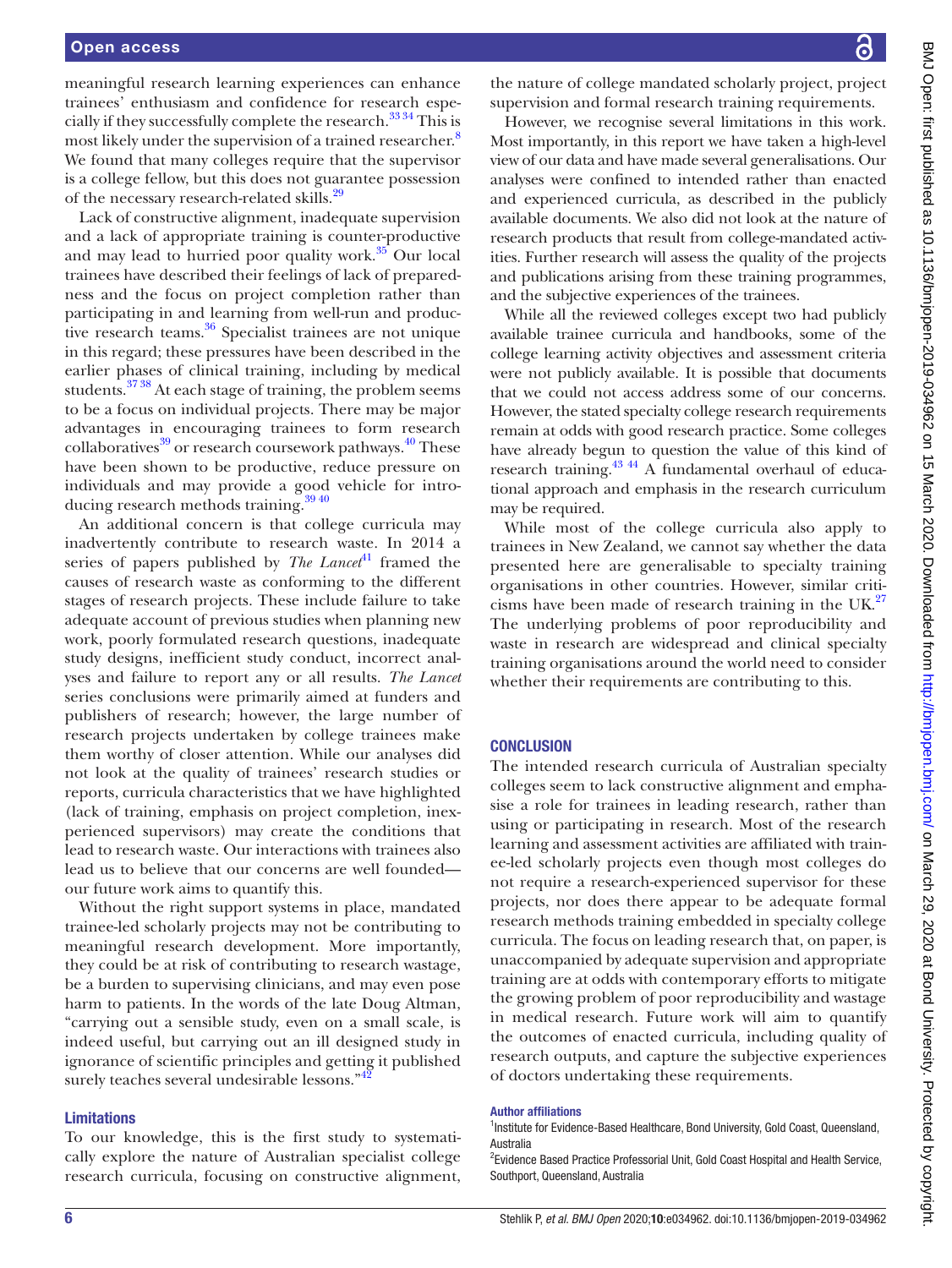meaningful research learning experiences can enhance trainees' enthusiasm and confidence for research especially if they successfully complete the research.[33 34] This is most likely under the supervision of a trained researcher.[8] We found that many colleges require that the supervisor is a college fellow, but this does not guarantee possession of the necessary research-related skills.[29]

Lack of constructive alignment, inadequate supervision and a lack of appropriate training is counter-productive and may lead to hurried poor quality work.[35] Our local trainees have described their feelings of lack of preparedness and the focus on project completion rather than participating in and learning from well-run and productive research teams.[36] Specialist trainees are not unique in this regard; these pressures have been described in the earlier phases of clinical training, including by medical students.[37 38] At each stage of training, the problem seems to be a focus on individual projects. There may be major advantages in encouraging trainees to form research collaboratives[39] or research coursework pathways.[40] These have been shown to be productive, reduce pressure on individuals and may provide a good vehicle for introducing research methods training.[39 40]

An additional concern is that college curricula may inadvertently contribute to research waste. In 2014 a series of papers published by *The Lancet*[41] framed the causes of research waste as conforming to the different stages of research projects. These include failure to take adequate account of previous studies when planning new work, poorly formulated research questions, inadequate study designs, inefficient study conduct, incorrect analyses and failure to report any or all results. *The Lancet* series conclusions were primarily aimed at funders and publishers of research; however, the large number of research projects undertaken by college trainees make them worthy of closer attention. While our analyses did not look at the quality of trainees' research studies or reports, curricula characteristics that we have highlighted (lack of training, emphasis on project completion, inexperienced supervisors) may create the conditions that lead to research waste. Our interactions with trainees also lead us to believe that our concerns are well founded—our future work aims to quantify this.

Without the right support systems in place, mandated trainee-led scholarly projects may not be contributing to meaningful research development. More importantly, they could be at risk of contributing to research wastage, be a burden to supervising clinicians, and may even pose harm to patients. In the words of the late Doug Altman, "carrying out a sensible study, even on a small scale, is indeed useful, but carrying out an ill designed study in ignorance of scientific principles and getting it published surely teaches several undesirable lessons."[42]

### Limitations

To our knowledge, this is the first study to systematically explore the nature of Australian specialist college research curricula, focusing on constructive alignment, the nature of college mandated scholarly project, project supervision and formal research training requirements.

However, we recognise several limitations in this work. Most importantly, in this report we have taken a high-level view of our data and have made several generalisations. Our analyses were confined to intended rather than enacted and experienced curricula, as described in the publicly available documents. We also did not look at the nature of research products that result from college-mandated activities. Further research will assess the quality of the projects and publications arising from these training programmes, and the subjective experiences of the trainees.

While all the reviewed colleges except two had publicly available trainee curricula and handbooks, some of the college learning activity objectives and assessment criteria were not publicly available. It is possible that documents that we could not access address some of our concerns. However, the stated specialty college research requirements remain at odds with good research practice. Some colleges have already begun to question the value of this kind of research training.[43 44] A fundamental overhaul of educational approach and emphasis in the research curriculum may be required.

While most of the college curricula also apply to trainees in New Zealand, we cannot say whether the data presented here are generalisable to specialty training organisations in other countries. However, similar criticisms have been made of research training in the UK.[27] The underlying problems of poor reproducibility and waste in research are widespread and clinical specialty training organisations around the world need to consider whether their requirements are contributing to this.

## CONCLUSION

The intended research curricula of Australian specialty colleges seem to lack constructive alignment and emphasise a role for trainees in leading research, rather than using or participating in research. Most of the research learning and assessment activities are affiliated with trainee-led scholarly projects even though most colleges do not require a research-experienced supervisor for these projects, nor does there appear to be adequate formal research methods training embedded in specialty college curricula. The focus on leading research that, on paper, is unaccompanied by adequate supervision and appropriate training are at odds with contemporary efforts to mitigate the growing problem of poor reproducibility and wastage in medical research. Future work will aim to quantify the outcomes of enacted curricula, including quality of research outputs, and capture the subjective experiences of doctors undertaking these requirements.

#### Author affiliations

[1]Institute for Evidence-Based Healthcare, Bond University, Gold Coast, Queensland, Australia

[2]Evidence Based Practice Professorial Unit, Gold Coast Hospital and Health Service, Southport, Queensland, Australia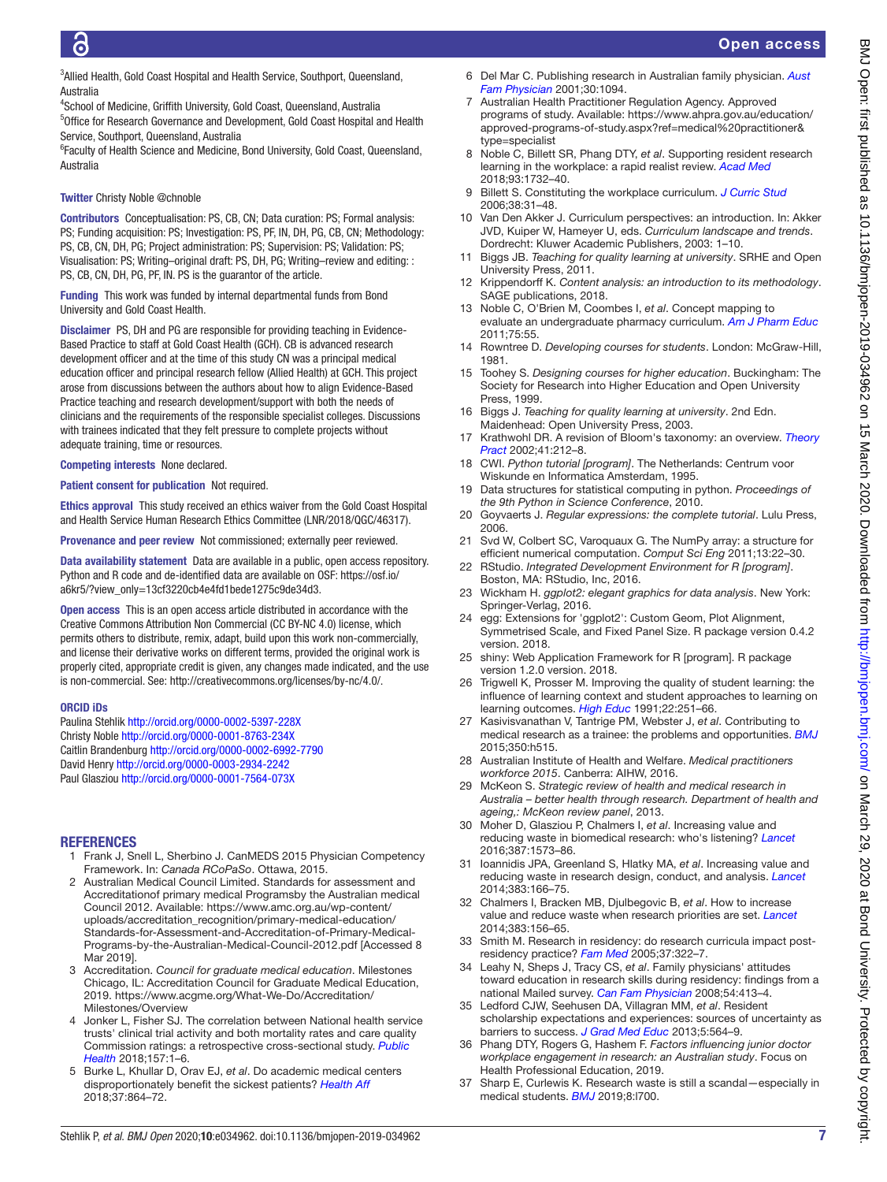[3]Allied Health, Gold Coast Hospital and Health Service, Southport, Queensland, Australia
[4]School of Medicine, Griffith University, Gold Coast, Queensland, Australia
[5]Office for Research Governance and Development, Gold Coast Hospital and Health Service, Southport, Queensland, Australia
[6]Faculty of Health Science and Medicine, Bond University, Gold Coast, Queensland, Australia

**Twitter** Christy Noble @chnoble

**Contributors** Conceptualisation: PS, CB, CN; Data curation: PS; Formal analysis: PS; Funding acquisition: PS; Investigation: PS, PF, IN, DH, PG, CB, CN; Methodology: PS, CB, CN, DH, PG; Project administration: PS; Supervision: PS; Validation: PS; Visualisation: PS; Writing–original draft: PS, DH, PG; Writing–review and editing: : PS, CB, CN, DH, PG, PF, IN. PS is the guarantor of the article.

**Funding** This work was funded by internal departmental funds from Bond University and Gold Coast Health.

**Disclaimer** PS, DH and PG are responsible for providing teaching in Evidence-Based Practice to staff at Gold Coast Health (GCH). CB is advanced research development officer and at the time of this study CN was a principal medical education officer and principal research fellow (Allied Health) at GCH. This project arose from discussions between the authors about how to align Evidence-Based Practice teaching and research development/support with both the needs of clinicians and the requirements of the responsible specialist colleges. Discussions with trainees indicated that they felt pressure to complete projects without adequate training, time or resources.

**Competing interests** None declared.

**Patient consent for publication** Not required.

**Ethics approval** This study received an ethics waiver from the Gold Coast Hospital and Health Service Human Research Ethics Committee (LNR/2018/QGC/46317).

**Provenance and peer review** Not commissioned; externally peer reviewed.

**Data availability statement** Data are available in a public, open access repository. Python and R code and de-identified data are available on OSF: https://osf.io/a6kr5/?view_only=13cf3220cb4e4fd1bede1275c9de34d3.

**Open access** This is an open access article distributed in accordance with the Creative Commons Attribution Non Commercial (CC BY-NC 4.0) license, which permits others to distribute, remix, adapt, build upon this work non-commercially, and license their derivative works on different terms, provided the original work is properly cited, appropriate credit is given, any changes made indicated, and the use is non-commercial. See: http://creativecommons.org/licenses/by-nc/4.0/.

**ORCID iDs**

Paulina Stehlik http://orcid.org/0000-0002-5397-228X
Christy Noble http://orcid.org/0000-0001-8763-234X
Caitlin Brandenburg http://orcid.org/0000-0002-6992-7790
David Henry http://orcid.org/0000-0003-2934-2242
Paul Glasziou http://orcid.org/0000-0001-7564-073X

## REFERENCES

1. Frank J, Snell L, Sherbino J. CanMEDS 2015 Physician Competency Framework. In: *Canada RCoPaSo*. Ottawa, 2015.
2. Australian Medical Council Limited. Standards for assessment and Accreditationof primary medical Programsby the Australian medical Council 2012. Available: https://www.amc.org.au/wp-content/uploads/accreditation_recognition/primary-medical-education/Standards-for-Assessment-and-Accreditation-of-Primary-Medical-Programs-by-the-Australian-Medical-Council-2012.pdf [Accessed 8 Mar 2019].
3. Accreditation. *Council for graduate medical education*. Milestones Chicago, IL: Accreditation Council for Graduate Medical Education, 2019. https://www.acgme.org/What-We-Do/Accreditation/Milestones/Overview
4. Jonker L, Fisher SJ. The correlation between National health service trusts' clinical trial activity and both mortality rates and care quality Commission ratings: a retrospective cross-sectional study. *Public Health* 2018;157:1–6.
5. Burke L, Khullar D, Orav EJ, *et al*. Do academic medical centers disproportionately benefit the sickest patients? *Health Aff* 2018;37:864–72.
6. Del Mar C. Publishing research in Australian family physician. *Aust Fam Physician* 2001;30:1094.
7. Australian Health Practitioner Regulation Agency. Approved programs of study. Available: https://www.ahpra.gov.au/education/approved-programs-of-study.aspx?ref=medical%20practitioner&type=specialist
8. Noble C, Billett SR, Phang DTY, *et al*. Supporting resident research learning in the workplace: a rapid realist review. *Acad Med* 2018;93:1732–40.
9. Billett S. Constituting the workplace curriculum. *J Curric Stud* 2006;38:31–48.
10. Van Den Akker J. Curriculum perspectives: an introduction. In: Akker JVD, Kuiper W, Hameyer U, eds. *Curriculum landscape and trends*. Dordrecht: Kluwer Academic Publishers, 2003: 1–10.
11. Biggs JB. *Teaching for quality learning at university*. SRHE and Open University Press, 2011.
12. Krippendorff K. *Content analysis: an introduction to its methodology*. SAGE publications, 2018.
13. Noble C, O'Brien M, Coombes I, *et al*. Concept mapping to evaluate an undergraduate pharmacy curriculum. *Am J Pharm Educ* 2011;75:55.
14. Rowntree D. *Developing courses for students*. London: McGraw-Hill, 1981.
15. Toohey S. *Designing courses for higher education*. Buckingham: The Society for Research into Higher Education and Open University Press, 1999.
16. Biggs J. *Teaching for quality learning at university*. 2nd Edn. Maidenhead: Open University Press, 2003.
17. Krathwohl DR. A revision of Bloom's taxonomy: an overview. *Theory Pract* 2002;41:212–8.
18. CWI. *Python tutorial [program]*. The Netherlands: Centrum voor Wiskunde en Informatica Amsterdam, 1995.
19. Data structures for statistical computing in python. *Proceedings of the 9th Python in Science Conference*, 2010.
20. Goyvaerts J. *Regular expressions: the complete tutorial*. Lulu Press, 2006.
21. Svd W, Colbert SC, Varoquaux G. The NumPy array: a structure for efficient numerical computation. *Comput Sci Eng* 2011;13:22–30.
22. RStudio. *Integrated Development Environment for R [program]*. Boston, MA: RStudio, Inc, 2016.
23. Wickham H. *ggplot2: elegant graphics for data analysis*. New York: Springer-Verlag, 2016.
24. egg: Extensions for 'ggplot2': Custom Geom, Plot Alignment, Symmetrised Scale, and Fixed Panel Size. R package version 0.4.2 version. 2018.
25. shiny: Web Application Framework for R [program]. R package version 1.2.0 version. 2018.
26. Trigwell K, Prosser M. Improving the quality of student learning: the influence of learning context and student approaches to learning on learning outcomes. *High Educ* 1991;22:251–66.
27. Kasivisvanathan V, Tantrige PM, Webster J, *et al*. Contributing to medical research as a trainee: the problems and opportunities. *BMJ* 2015;350:h515.
28. Australian Institute of Health and Welfare. *Medical practitioners workforce 2015*. Canberra: AIHW, 2016.
29. McKeon S. *Strategic review of health and medical research in Australia – better health through research. Department of health and ageing,: McKeon review panel*, 2013.
30. Moher D, Glasziou P, Chalmers I, *et al*. Increasing value and reducing waste in biomedical research: who's listening? *Lancet* 2016;387:1573–86.
31. Ioannidis JPA, Greenland S, Hlatky MA, *et al*. Increasing value and reducing waste in research design, conduct, and analysis. *Lancet* 2014;383:166–75.
32. Chalmers I, Bracken MB, Djulbegovic B, *et al*. How to increase value and reduce waste when research priorities are set. *Lancet* 2014;383:156–65.
33. Smith M. Research in residency: do research curricula impact post-residency practice? *Fam Med* 2005;37:322–7.
34. Leahy N, Sheps J, Tracy CS, *et al*. Family physicians' attitudes toward education in research skills during residency: findings from a national Mailed survey. *Can Fam Physician* 2008;54:413–4.
35. Ledford CJW, Seehusen DA, Villagran MM, *et al*. Resident scholarship expectations and experiences: sources of uncertainty as barriers to success. *J Grad Med Educ* 2013;5:564–9.
36. Phang DTY, Rogers G, Hashem F. *Factors influencing junior doctor workplace engagement in research: an Australian study*. Focus on Health Professional Education, 2019.
37. Sharp E, Curlewis K. Research waste is still a scandal—especially in medical students. *BMJ* 2019;8:l700.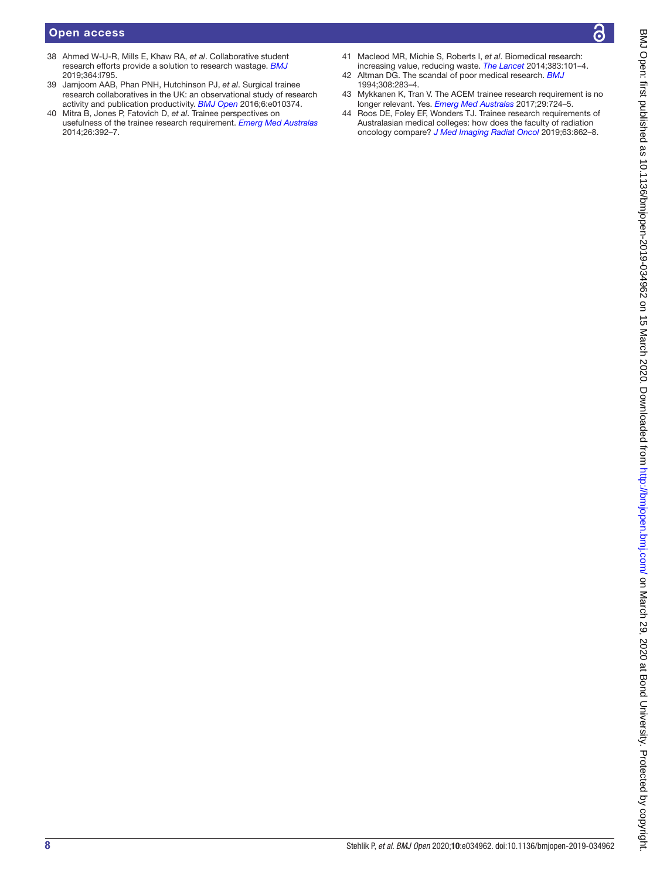38 Ahmed W-U-R, Mills E, Khaw RA, *et al*. Collaborative student research efforts provide a solution to research wastage. *BMJ* 2019;364:l795.

39 Jamjoom AAB, Phan PNH, Hutchinson PJ, *et al*. Surgical trainee research collaboratives in the UK: an observational study of research activity and publication productivity. *BMJ Open* 2016;6:e010374.

40 Mitra B, Jones P, Fatovich D, *et al*. Trainee perspectives on usefulness of the trainee research requirement. *Emerg Med Australas* 2014;26:392–7.

41 Macleod MR, Michie S, Roberts I, *et al*. Biomedical research: increasing value, reducing waste. *The Lancet* 2014;383:101–4.

42 Altman DG. The scandal of poor medical research. *BMJ* 1994;308:283–4.

43 Mykkanen K, Tran V. The ACEM trainee research requirement is no longer relevant. Yes. *Emerg Med Australas* 2017;29:724–5.

44 Roos DE, Foley EF, Wonders TJ. Trainee research requirements of Australasian medical colleges: how does the faculty of radiation oncology compare? *J Med Imaging Radiat Oncol* 2019;63:862–8.